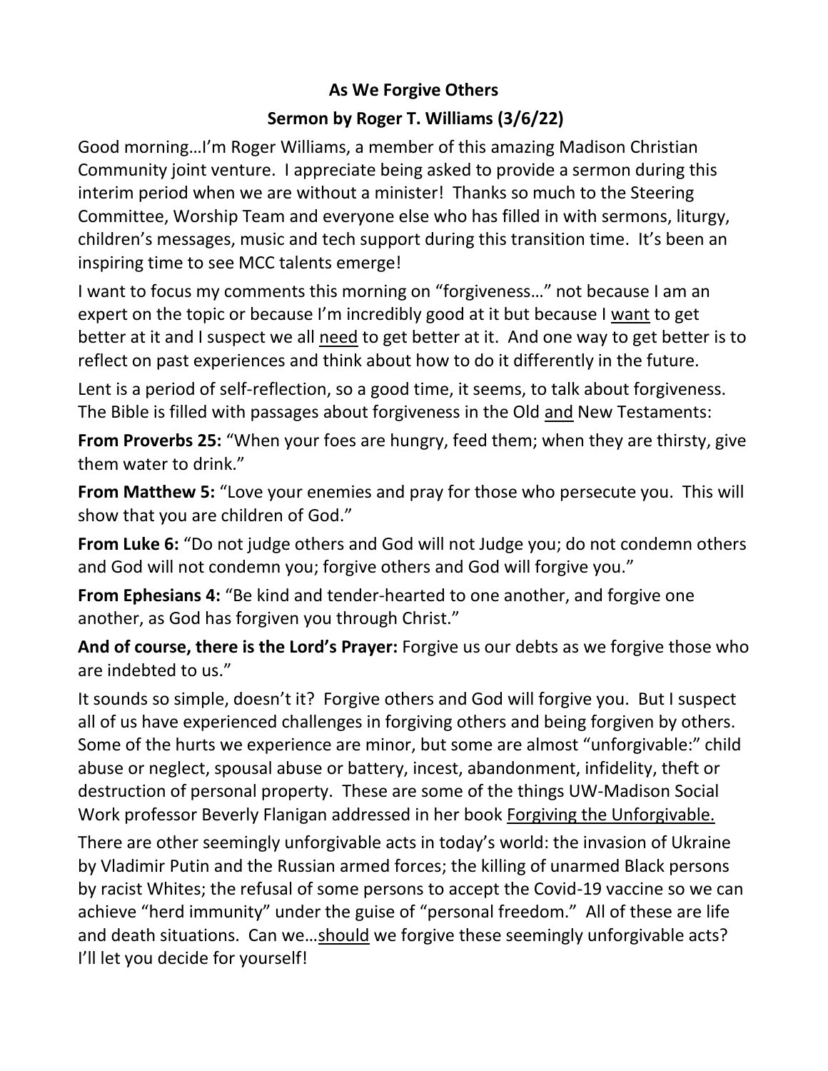**As We Forgive Others**

**Sermon by Roger T. Williams (3/6/22)**

Good morning…I'm Roger Williams, a member of this amazing Madison Christian Community joint venture. I appreciate being asked to provide a sermon during this interim period when we are without a minister! Thanks so much to the Steering Committee, Worship Team and everyone else who has filled in with sermons, liturgy, children's messages, music and tech support during this transition time. It's been an inspiring time to see MCC talents emerge!

I want to focus my comments this morning on "forgiveness…" not because I am an expert on the topic or because I'm incredibly good at it but because I <u>want</u> to get better at it and I suspect we all <u>need</u> to get better at it. And one way to get better is to reflect on past experiences and think about how to do it differently in the future.

Lent is a period of self-reflection, so a good time, it seems, to talk about forgiveness. The Bible is filled with passages about forgiveness in the Old <u>and</u> New Testaments:

**From Proverbs 25:** "When your foes are hungry, feed them; when they are thirsty, give them water to drink."

**From Matthew 5:** "Love your enemies and pray for those who persecute you. This will show that you are children of God."

**From Luke 6:** "Do not judge others and God will not Judge you; do not condemn others and God will not condemn you; forgive others and God will forgive you."

**From Ephesians 4:** "Be kind and tender-hearted to one another, and forgive one another, as God has forgiven you through Christ."

**And of course, there is the Lord's Prayer:** Forgive us our debts as we forgive those who are indebted to us."

It sounds so simple, doesn't it? Forgive others and God will forgive you. But I suspect all of us have experienced challenges in forgiving others and being forgiven by others. Some of the hurts we experience are minor, but some are almost "unforgivable:" child abuse or neglect, spousal abuse or battery, incest, abandonment, infidelity, theft or destruction of personal property. These are some of the things UW-Madison Social Work professor Beverly Flanigan addressed in her book <u>Forgiving the Unforgivable.</u>

There are other seemingly unforgivable acts in today's world: the invasion of Ukraine by Vladimir Putin and the Russian armed forces; the killing of unarmed Black persons by racist Whites; the refusal of some persons to accept the Covid-19 vaccine so we can achieve "herd immunity" under the guise of "personal freedom." All of these are life and death situations. Can we…<u>should</u> we forgive these seemingly unforgivable acts? I'll let you decide for yourself!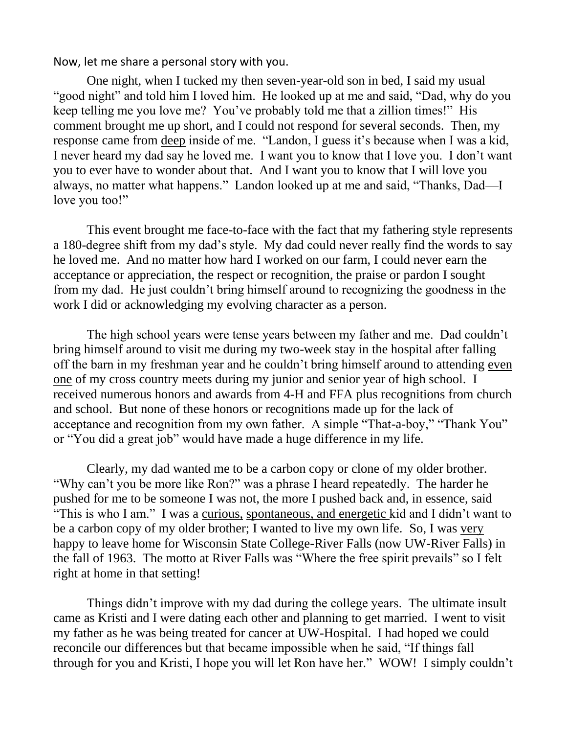Now, let me share a personal story with you.

One night, when I tucked my then seven-year-old son in bed, I said my usual "good night" and told him I loved him. He looked up at me and said, "Dad, why do you keep telling me you love me? You've probably told me that a zillion times!" His comment brought me up short, and I could not respond for several seconds. Then, my response came from <u>deep</u> inside of me. "Landon, I guess it's because when I was a kid, I never heard my dad say he loved me. I want you to know that I love you. I don't want you to ever have to wonder about that. And I want you to know that I will love you always, no matter what happens." Landon looked up at me and said, "Thanks, Dad—I love you too!"

This event brought me face-to-face with the fact that my fathering style represents a 180-degree shift from my dad's style. My dad could never really find the words to say he loved me. And no matter how hard I worked on our farm, I could never earn the acceptance or appreciation, the respect or recognition, the praise or pardon I sought from my dad. He just couldn't bring himself around to recognizing the goodness in the work I did or acknowledging my evolving character as a person.

The high school years were tense years between my father and me. Dad couldn't bring himself around to visit me during my two-week stay in the hospital after falling off the barn in my freshman year and he couldn't bring himself around to attending <u>even one</u> of my cross country meets during my junior and senior year of high school. I received numerous honors and awards from 4-H and FFA plus recognitions from church and school. But none of these honors or recognitions made up for the lack of acceptance and recognition from my own father. A simple "That-a-boy," "Thank You" or "You did a great job" would have made a huge difference in my life.

Clearly, my dad wanted me to be a carbon copy or clone of my older brother. "Why can't you be more like Ron?" was a phrase I heard repeatedly. The harder he pushed for me to be someone I was not, the more I pushed back and, in essence, said "This is who I am." I was a <u>curious, spontaneous, and energetic</u> kid and I didn't want to be a carbon copy of my older brother; I wanted to live my own life. So, I was <u>very</u> happy to leave home for Wisconsin State College-River Falls (now UW-River Falls) in the fall of 1963. The motto at River Falls was "Where the free spirit prevails" so I felt right at home in that setting!

Things didn't improve with my dad during the college years. The ultimate insult came as Kristi and I were dating each other and planning to get married. I went to visit my father as he was being treated for cancer at UW-Hospital. I had hoped we could reconcile our differences but that became impossible when he said, "If things fall through for you and Kristi, I hope you will let Ron have her." WOW! I simply couldn't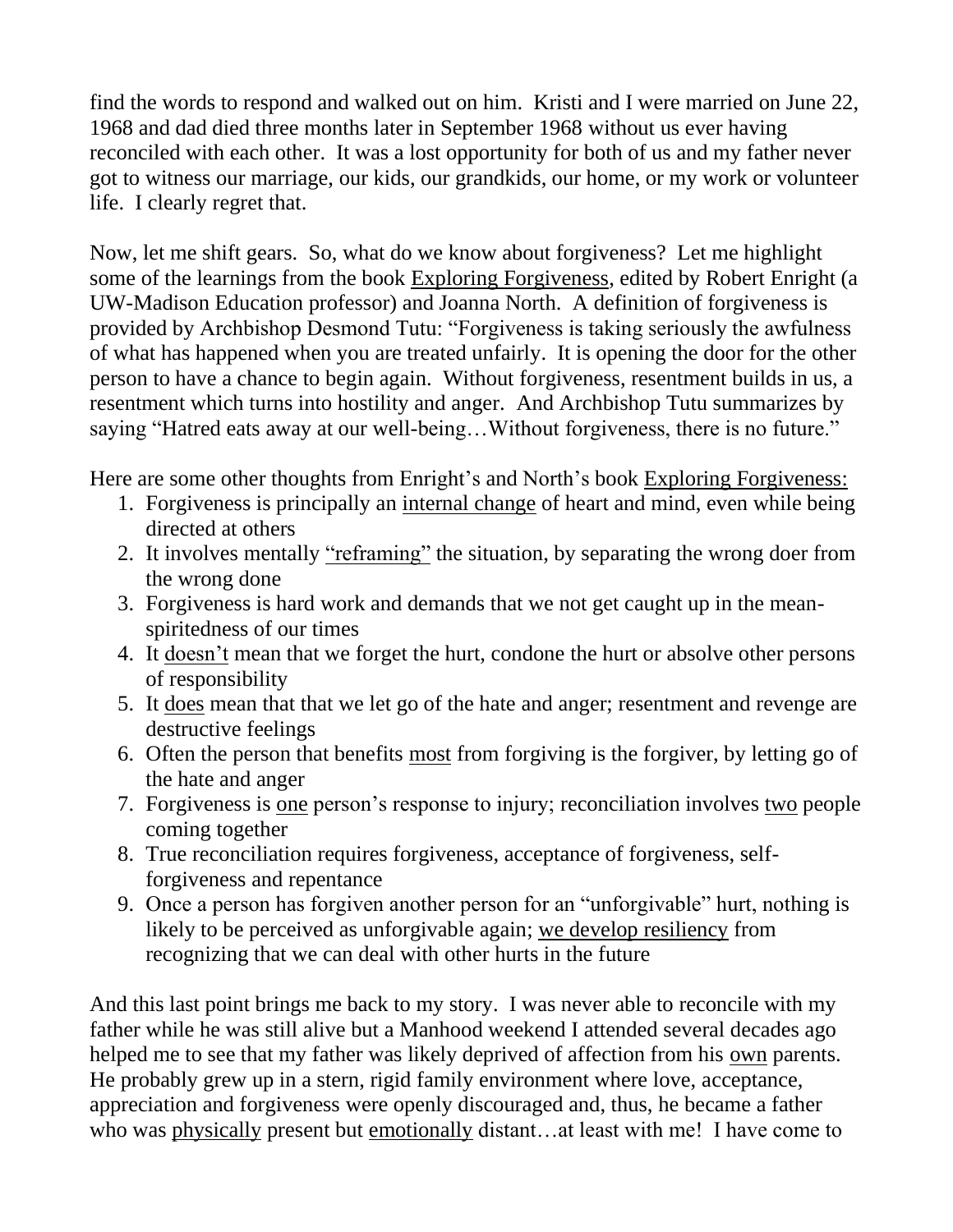find the words to respond and walked out on him. Kristi and I were married on June 22, 1968 and dad died three months later in September 1968 without us ever having reconciled with each other. It was a lost opportunity for both of us and my father never got to witness our marriage, our kids, our grandkids, our home, or my work or volunteer life. I clearly regret that.

Now, let me shift gears. So, what do we know about forgiveness? Let me highlight some of the learnings from the book <u>Exploring Forgiveness</u>, edited by Robert Enright (a UW-Madison Education professor) and Joanna North. A definition of forgiveness is provided by Archbishop Desmond Tutu: "Forgiveness is taking seriously the awfulness of what has happened when you are treated unfairly. It is opening the door for the other person to have a chance to begin again. Without forgiveness, resentment builds in us, a resentment which turns into hostility and anger. And Archbishop Tutu summarizes by saying "Hatred eats away at our well-being…Without forgiveness, there is no future."

Here are some other thoughts from Enright's and North's book <u>Exploring Forgiveness:</u>

1. Forgiveness is principally an <u>internal change</u> of heart and mind, even while being directed at others
2. It involves mentally <u>"reframing"</u> the situation, by separating the wrong doer from the wrong done
3. Forgiveness is hard work and demands that we not get caught up in the mean-spiritedness of our times
4. It <u>doesn't</u> mean that we forget the hurt, condone the hurt or absolve other persons of responsibility
5. It <u>does</u> mean that that we let go of the hate and anger; resentment and revenge are destructive feelings
6. Often the person that benefits <u>most</u> from forgiving is the forgiver, by letting go of the hate and anger
7. Forgiveness is <u>one</u> person's response to injury; reconciliation involves <u>two</u> people coming together
8. True reconciliation requires forgiveness, acceptance of forgiveness, self-forgiveness and repentance
9. Once a person has forgiven another person for an "unforgivable" hurt, nothing is likely to be perceived as unforgivable again; <u>we develop resiliency</u> from recognizing that we can deal with other hurts in the future

And this last point brings me back to my story. I was never able to reconcile with my father while he was still alive but a Manhood weekend I attended several decades ago helped me to see that my father was likely deprived of affection from his <u>own</u> parents. He probably grew up in a stern, rigid family environment where love, acceptance, appreciation and forgiveness were openly discouraged and, thus, he became a father who was <u>physically</u> present but <u>emotionally</u> distant…at least with me! I have come to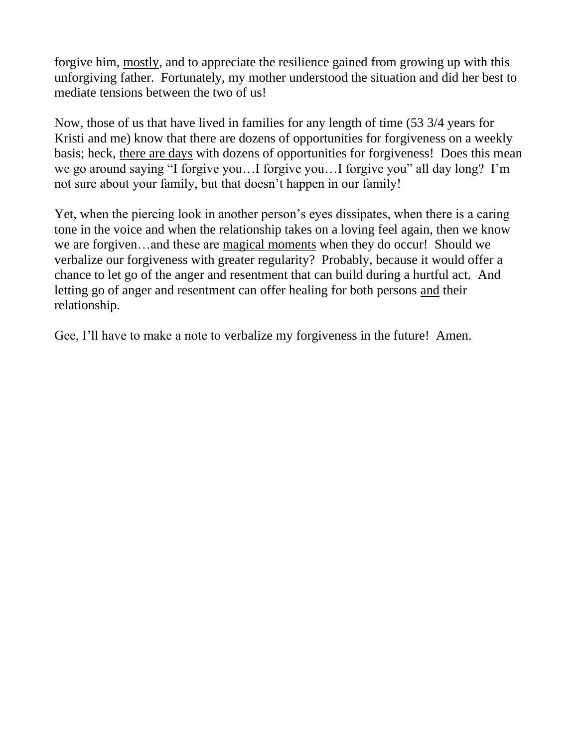forgive him, <u>mostly</u>, and to appreciate the resilience gained from growing up with this unforgiving father. Fortunately, my mother understood the situation and did her best to mediate tensions between the two of us!

Now, those of us that have lived in families for any length of time (53 3/4 years for Kristi and me) know that there are dozens of opportunities for forgiveness on a weekly basis; heck, <u>there are days</u> with dozens of opportunities for forgiveness! Does this mean we go around saying "I forgive you…I forgive you…I forgive you" all day long? I'm not sure about your family, but that doesn't happen in our family!

Yet, when the piercing look in another person's eyes dissipates, when there is a caring tone in the voice and when the relationship takes on a loving feel again, then we know we are forgiven…and these are <u>magical moments</u> when they do occur! Should we verbalize our forgiveness with greater regularity? Probably, because it would offer a chance to let go of the anger and resentment that can build during a hurtful act. And letting go of anger and resentment can offer healing for both persons <u>and</u> their relationship.

Gee, I'll have to make a note to verbalize my forgiveness in the future! Amen.